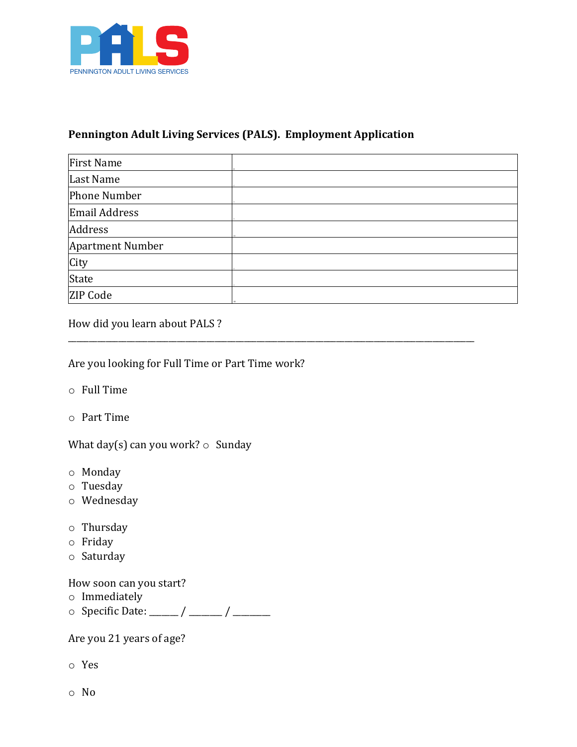PALS
PENNINGTON ADULT LIVING SERVICES

**Pennington Adult Living Services (PALS). Employment Application**

| First Name | |
|---|---|
| Last Name | |
| Phone Number | |
| Email Address | |
| Address | |
| Apartment Number | |
| City | |
| State | |
| ZIP Code | |

How did you learn about PALS ?

_______________________________________________________________________________

Are you looking for Full Time or Part Time work?

- ○ Full Time
- ○ Part Time

What day(s) can you work? ○ Sunday

- ○ Monday
- ○ Tuesday
- ○ Wednesday
- ○ Thursday
- ○ Friday
- ○ Saturday

How soon can you start?

- ○ Immediately
- ○ Specific Date: _____ / ______ / _______

Are you 21 years of age?

- ○ Yes
- ○ No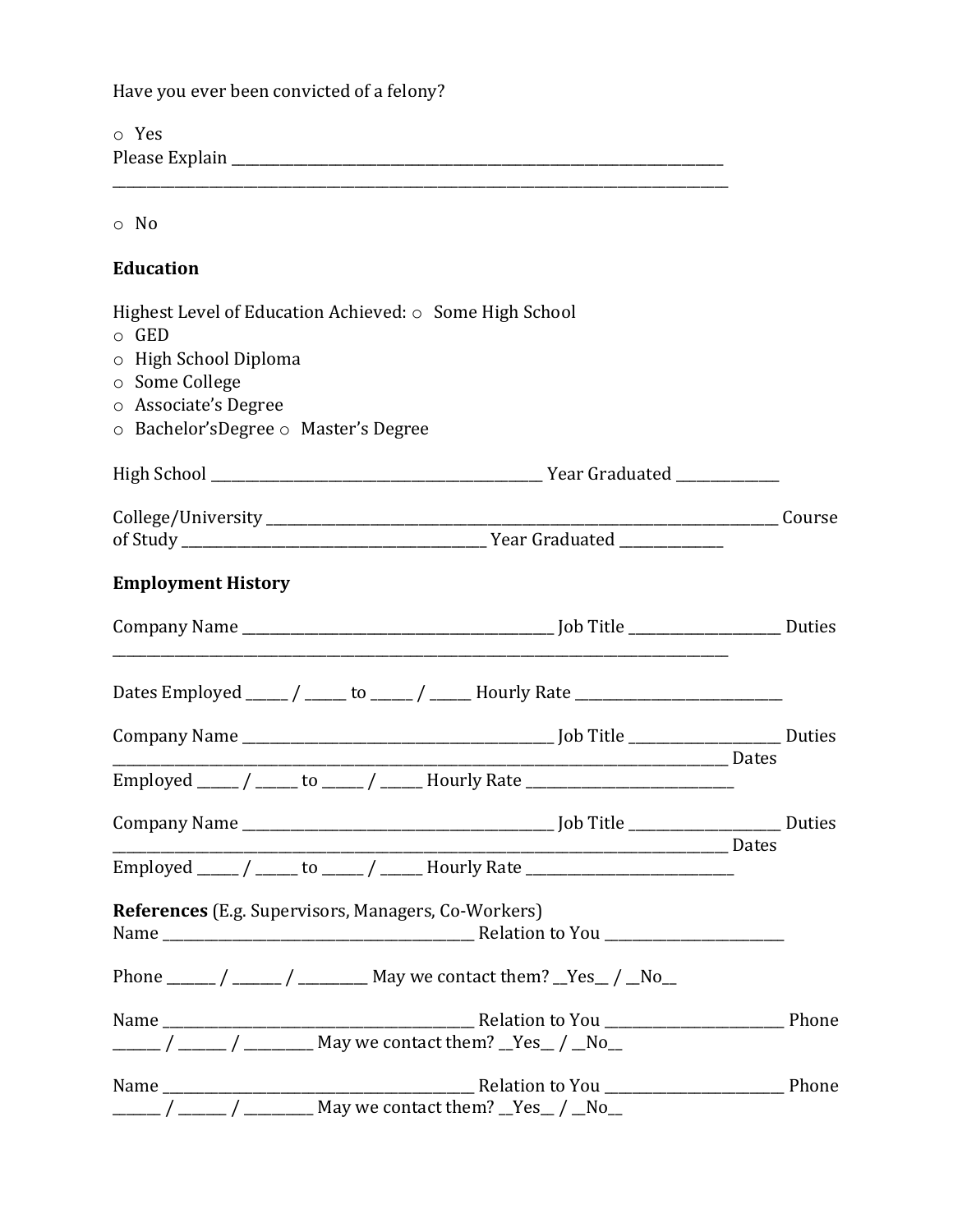Have you ever been convicted of a felony?

○ Yes
Please Explain ________________________________________________________________________
________________________________________________________________________________

○ No

**Education**

Highest Level of Education Achieved: ○ Some High School
○ GED
○ High School Diploma
○ Some College
○ Associate's Degree
○ Bachelor'sDegree ○ Master's Degree

High School ______________________________________________ Year Graduated ______________

College/University __________________________________________________________________________ Course of Study __________________________________________ Year Graduated ______________

**Employment History**

Company Name ____________________________________________ Job Title _____________________ Duties ____________________________________________________________________________________

Dates Employed ______ / ______ to ______ / ______ Hourly Rate _____________________________

Company Name ____________________________________________ Job Title _____________________ Duties ____________________________________________________________________________________ Dates Employed ______ / ______ to ______ / ______ Hourly Rate _____________________________

Company Name ____________________________________________ Job Title _____________________ Duties ____________________________________________________________________________________ Dates Employed ______ / ______ to ______ / ______ Hourly Rate _____________________________

**References** (E.g. Supervisors, Managers, Co-Workers)
Name ____________________________________________ Relation to You _________________________

Phone _______ / _______ / __________ May we contact them? __Yes__ / __No__

Name ____________________________________________ Relation to You _________________________ Phone _______ / _______ / __________ May we contact them? __Yes__ / __No__

Name ____________________________________________ Relation to You _________________________ Phone _______ / _______ / __________ May we contact them? __Yes__ / __No__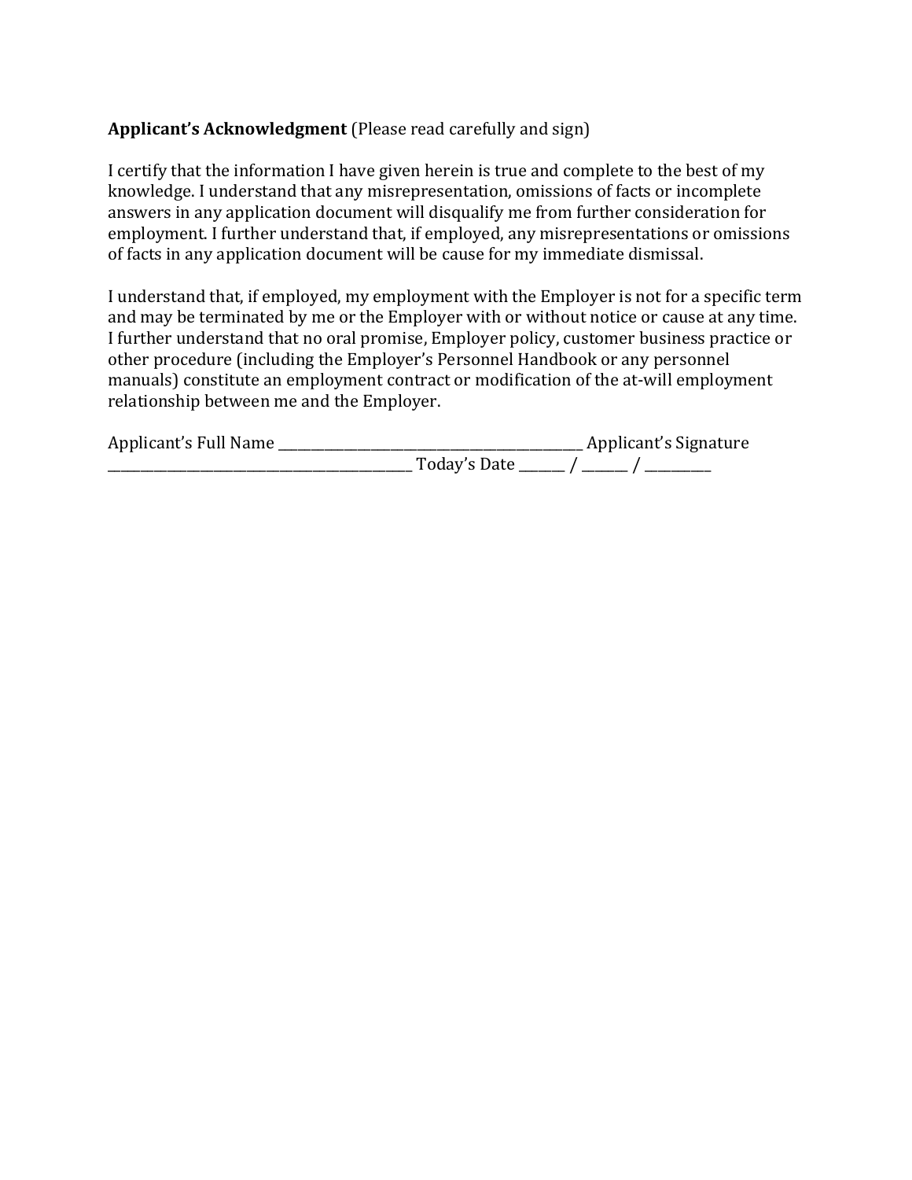**Applicant's Acknowledgment** (Please read carefully and sign)

I certify that the information I have given herein is true and complete to the best of my knowledge. I understand that any misrepresentation, omissions of facts or incomplete answers in any application document will disqualify me from further consideration for employment. I further understand that, if employed, any misrepresentations or omissions of facts in any application document will be cause for my immediate dismissal.

I understand that, if employed, my employment with the Employer is not for a specific term and may be terminated by me or the Employer with or without notice or cause at any time. I further understand that no oral promise, Employer policy, customer business practice or other procedure (including the Employer's Personnel Handbook or any personnel manuals) constitute an employment contract or modification of the at-will employment relationship between me and the Employer.

Applicant's Full Name ______________________________________________ Applicant's Signature ______________________________________________ Today's Date _______ / _______ / __________